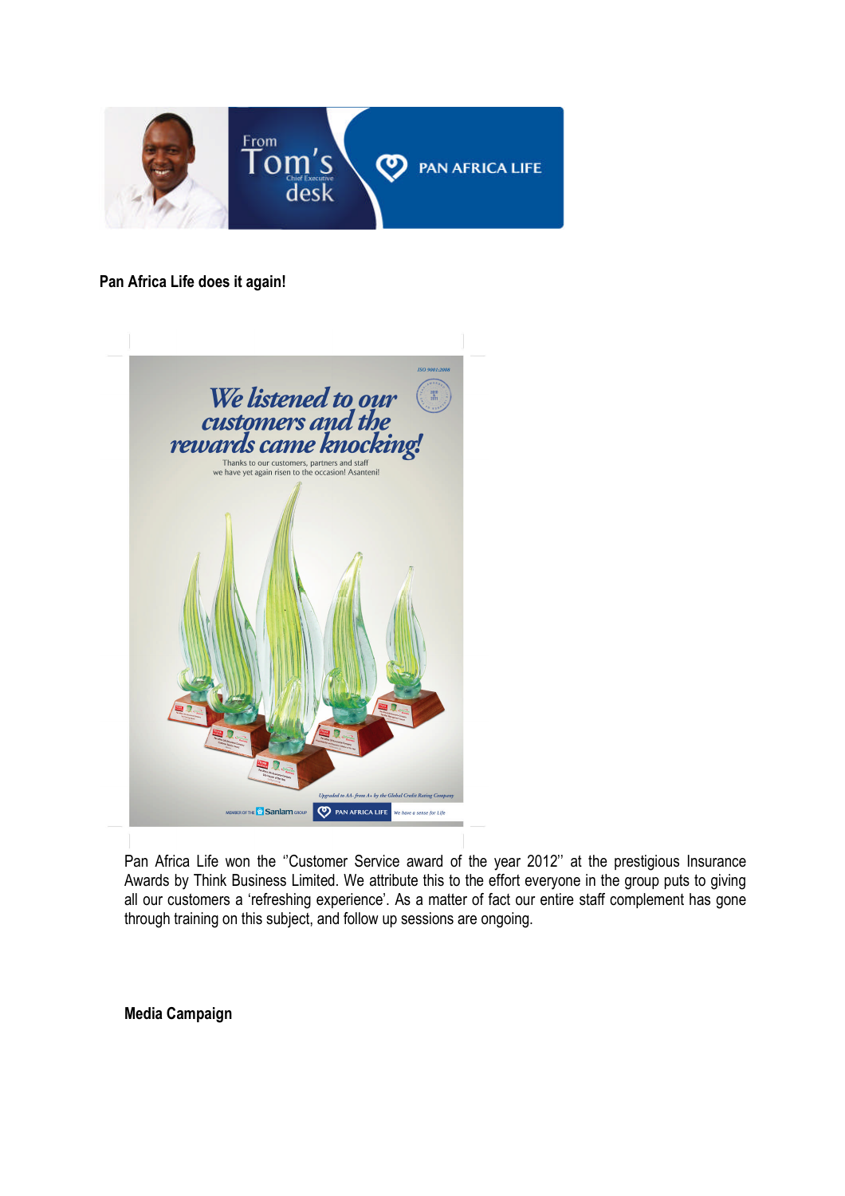**Pan Africa Life does it again!**

Pan Africa Life won the ''Customer Service award of the year 2012'' at the prestigious Insurance Awards by Think Business Limited. We attribute this to the effort everyone in the group puts to giving all our customers a 'refreshing experience'. As a matter of fact our entire staff complement has gone through training on this subject, and follow up sessions are ongoing.

**Media Campaign**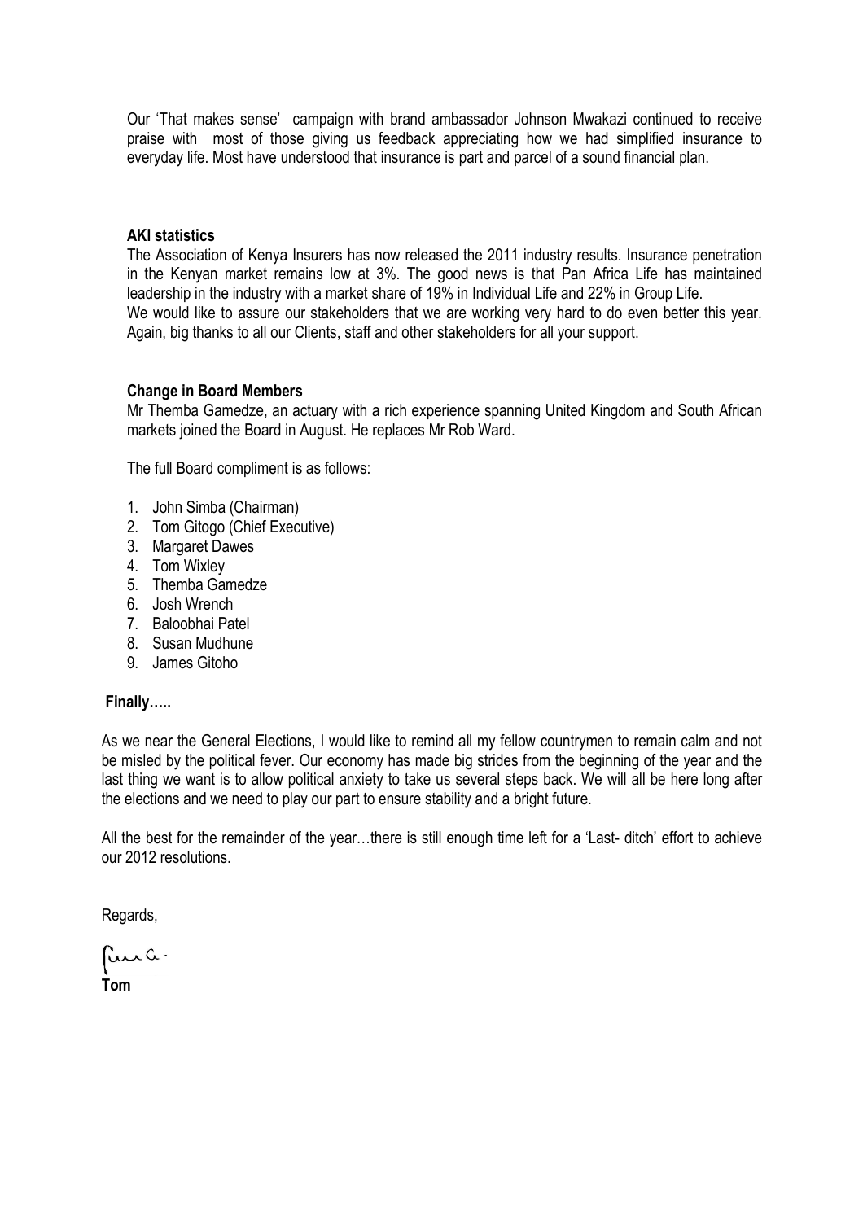Our 'That makes sense' campaign with brand ambassador Johnson Mwakazi continued to receive praise with most of those giving us feedback appreciating how we had simplified insurance to everyday life. Most have understood that insurance is part and parcel of a sound financial plan.

**AKI statistics**

The Association of Kenya Insurers has now released the 2011 industry results. Insurance penetration in the Kenyan market remains low at 3%. The good news is that Pan Africa Life has maintained leadership in the industry with a market share of 19% in Individual Life and 22% in Group Life.
We would like to assure our stakeholders that we are working very hard to do even better this year. Again, big thanks to all our Clients, staff and other stakeholders for all your support.

**Change in Board Members**

Mr Themba Gamedze, an actuary with a rich experience spanning United Kingdom and South African markets joined the Board in August. He replaces Mr Rob Ward.

The full Board compliment is as follows:

1. John Simba (Chairman)
2. Tom Gitogo (Chief Executive)
3. Margaret Dawes
4. Tom Wixley
5. Themba Gamedze
6. Josh Wrench
7. Baloobhai Patel
8. Susan Mudhune
9. James Gitoho

**Finally…..**

As we near the General Elections, I would like to remind all my fellow countrymen to remain calm and not be misled by the political fever. Our economy has made big strides from the beginning of the year and the last thing we want is to allow political anxiety to take us several steps back. We will all be here long after the elections and we need to play our part to ensure stability and a bright future.

All the best for the remainder of the year…there is still enough time left for a 'Last- ditch' effort to achieve our 2012 resolutions.

Regards,

**Tom**